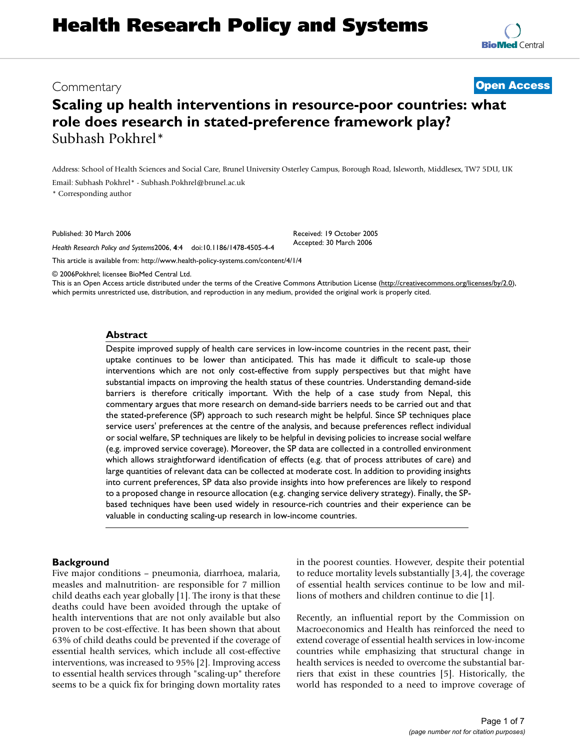# Health Research Policy and Systems

Commentary **Open Access**

# Scaling up health interventions in resource-poor countries: what role does research in stated-preference framework play?

Subhash Pokhrel*

Address: School of Health Sciences and Social Care, Brunel University Osterley Campus, Borough Road, Isleworth, Middlesex, TW7 5DU, UK

Email: Subhash Pokhrel* - Subhash.Pokhrel@brunel.ac.uk

* Corresponding author

Published: 30 March 2006

*Health Research Policy and Systems*2006, **4**:4 doi:10.1186/1478-4505-4-4

Received: 19 October 2005
Accepted: 30 March 2006

This article is available from: http://www.health-policy-systems.com/content/4/1/4

© 2006Pokhrel; licensee BioMed Central Ltd.
This is an Open Access article distributed under the terms of the Creative Commons Attribution License (http://creativecommons.org/licenses/by/2.0), which permits unrestricted use, distribution, and reproduction in any medium, provided the original work is properly cited.

## Abstract

Despite improved supply of health care services in low-income countries in the recent past, their uptake continues to be lower than anticipated. This has made it difficult to scale-up those interventions which are not only cost-effective from supply perspectives but that might have substantial impacts on improving the health status of these countries. Understanding demand-side barriers is therefore critically important. With the help of a case study from Nepal, this commentary argues that more research on demand-side barriers needs to be carried out and that the stated-preference (SP) approach to such research might be helpful. Since SP techniques place service users' preferences at the centre of the analysis, and because preferences reflect individual or social welfare, SP techniques are likely to be helpful in devising policies to increase social welfare (e.g. improved service coverage). Moreover, the SP data are collected in a controlled environment which allows straightforward identification of effects (e.g. that of process attributes of care) and large quantities of relevant data can be collected at moderate cost. In addition to providing insights into current preferences, SP data also provide insights into how preferences are likely to respond to a proposed change in resource allocation (e.g. changing service delivery strategy). Finally, the SP-based techniques have been used widely in resource-rich countries and their experience can be valuable in conducting scaling-up research in low-income countries.

## Background

Five major conditions – pneumonia, diarrhoea, malaria, measles and malnutrition- are responsible for 7 million child deaths each year globally [1]. The irony is that these deaths could have been avoided through the uptake of health interventions that are not only available but also proven to be cost-effective. It has been shown that about 63% of child deaths could be prevented if the coverage of essential health services, which include all cost-effective interventions, was increased to 95% [2]. Improving access to essential health services through "scaling-up" therefore seems to be a quick fix for bringing down mortality rates in the poorest counties. However, despite their potential to reduce mortality levels substantially [3,4], the coverage of essential health services continue to be low and millions of mothers and children continue to die [1].

Recently, an influential report by the Commission on Macroeconomics and Health has reinforced the need to extend coverage of essential health services in low-income countries while emphasizing that structural change in health services is needed to overcome the substantial barriers that exist in these countries [5]. Historically, the world has responded to a need to improve coverage of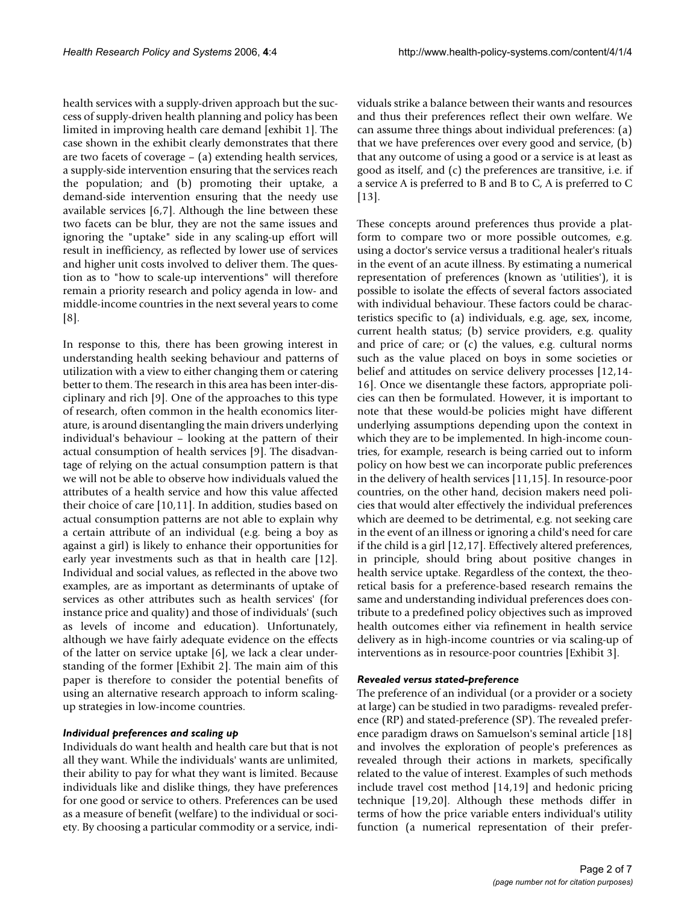health services with a supply-driven approach but the success of supply-driven health planning and policy has been limited in improving health care demand [exhibit 1]. The case shown in the exhibit clearly demonstrates that there are two facets of coverage – (a) extending health services, a supply-side intervention ensuring that the services reach the population; and (b) promoting their uptake, a demand-side intervention ensuring that the needy use available services [6,7]. Although the line between these two facets can be blur, they are not the same issues and ignoring the "uptake" side in any scaling-up effort will result in inefficiency, as reflected by lower use of services and higher unit costs involved to deliver them. The question as to "how to scale-up interventions" will therefore remain a priority research and policy agenda in low- and middle-income countries in the next several years to come [8].

In response to this, there has been growing interest in understanding health seeking behaviour and patterns of utilization with a view to either changing them or catering better to them. The research in this area has been inter-disciplinary and rich [9]. One of the approaches to this type of research, often common in the health economics literature, is around disentangling the main drivers underlying individual's behaviour – looking at the pattern of their actual consumption of health services [9]. The disadvantage of relying on the actual consumption pattern is that we will not be able to observe how individuals valued the attributes of a health service and how this value affected their choice of care [10,11]. In addition, studies based on actual consumption patterns are not able to explain why a certain attribute of an individual (e.g. being a boy as against a girl) is likely to enhance their opportunities for early year investments such as that in health care [12]. Individual and social values, as reflected in the above two examples, are as important as determinants of uptake of services as other attributes such as health services' (for instance price and quality) and those of individuals' (such as levels of income and education). Unfortunately, although we have fairly adequate evidence on the effects of the latter on service uptake [6], we lack a clear understanding of the former [Exhibit 2]. The main aim of this paper is therefore to consider the potential benefits of using an alternative research approach to inform scaling-up strategies in low-income countries.

### *Individual preferences and scaling up*

Individuals do want health and health care but that is not all they want. While the individuals' wants are unlimited, their ability to pay for what they want is limited. Because individuals like and dislike things, they have preferences for one good or service to others. Preferences can be used as a measure of benefit (welfare) to the individual or society. By choosing a particular commodity or a service, individuals strike a balance between their wants and resources and thus their preferences reflect their own welfare. We can assume three things about individual preferences: (a) that we have preferences over every good and service, (b) that any outcome of using a good or a service is at least as good as itself, and (c) the preferences are transitive, i.e. if a service A is preferred to B and B to C, A is preferred to C [13].

These concepts around preferences thus provide a platform to compare two or more possible outcomes, e.g. using a doctor's service versus a traditional healer's rituals in the event of an acute illness. By estimating a numerical representation of preferences (known as 'utilities'), it is possible to isolate the effects of several factors associated with individual behaviour. These factors could be characteristics specific to (a) individuals, e.g. age, sex, income, current health status; (b) service providers, e.g. quality and price of care; or (c) the values, e.g. cultural norms such as the value placed on boys in some societies or belief and attitudes on service delivery processes [12,14-16]. Once we disentangle these factors, appropriate policies can then be formulated. However, it is important to note that these would-be policies might have different underlying assumptions depending upon the context in which they are to be implemented. In high-income countries, for example, research is being carried out to inform policy on how best we can incorporate public preferences in the delivery of health services [11,15]. In resource-poor countries, on the other hand, decision makers need policies that would alter effectively the individual preferences which are deemed to be detrimental, e.g. not seeking care in the event of an illness or ignoring a child's need for care if the child is a girl [12,17]. Effectively altered preferences, in principle, should bring about positive changes in health service uptake. Regardless of the context, the theoretical basis for a preference-based research remains the same and understanding individual preferences does contribute to a predefined policy objectives such as improved health outcomes either via refinement in health service delivery as in high-income countries or via scaling-up of interventions as in resource-poor countries [Exhibit 3].

### *Revealed versus stated-preference*

The preference of an individual (or a provider or a society at large) can be studied in two paradigms- revealed preference (RP) and stated-preference (SP). The revealed preference paradigm draws on Samuelson's seminal article [18] and involves the exploration of people's preferences as revealed through their actions in markets, specifically related to the value of interest. Examples of such methods include travel cost method [14,19] and hedonic pricing technique [19,20]. Although these methods differ in terms of how the price variable enters individual's utility function (a numerical representation of their prefer-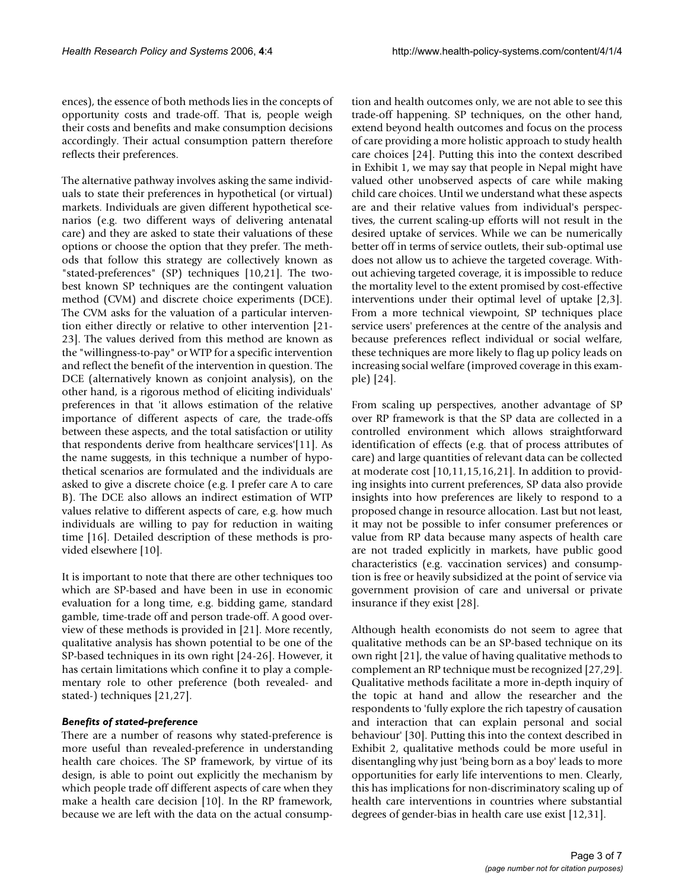ences), the essence of both methods lies in the concepts of opportunity costs and trade-off. That is, people weigh their costs and benefits and make consumption decisions accordingly. Their actual consumption pattern therefore reflects their preferences.

The alternative pathway involves asking the same individuals to state their preferences in hypothetical (or virtual) markets. Individuals are given different hypothetical scenarios (e.g. two different ways of delivering antenatal care) and they are asked to state their valuations of these options or choose the option that they prefer. The methods that follow this strategy are collectively known as "stated-preferences" (SP) techniques [10,21]. The two-best known SP techniques are the contingent valuation method (CVM) and discrete choice experiments (DCE). The CVM asks for the valuation of a particular intervention either directly or relative to other intervention [21-23]. The values derived from this method are known as the "willingness-to-pay" or WTP for a specific intervention and reflect the benefit of the intervention in question. The DCE (alternatively known as conjoint analysis), on the other hand, is a rigorous method of eliciting individuals' preferences in that 'it allows estimation of the relative importance of different aspects of care, the trade-offs between these aspects, and the total satisfaction or utility that respondents derive from healthcare services'[11]. As the name suggests, in this technique a number of hypothetical scenarios are formulated and the individuals are asked to give a discrete choice (e.g. I prefer care A to care B). The DCE also allows an indirect estimation of WTP values relative to different aspects of care, e.g. how much individuals are willing to pay for reduction in waiting time [16]. Detailed description of these methods is provided elsewhere [10].

It is important to note that there are other techniques too which are SP-based and have been in use in economic evaluation for a long time, e.g. bidding game, standard gamble, time-trade off and person trade-off. A good overview of these methods is provided in [21]. More recently, qualitative analysis has shown potential to be one of the SP-based techniques in its own right [24-26]. However, it has certain limitations which confine it to play a complementary role to other preference (both revealed- and stated-) techniques [21,27].

### *Benefits of stated-preference*

There are a number of reasons why stated-preference is more useful than revealed-preference in understanding health care choices. The SP framework, by virtue of its design, is able to point out explicitly the mechanism by which people trade off different aspects of care when they make a health care decision [10]. In the RP framework, because we are left with the data on the actual consumption and health outcomes only, we are not able to see this trade-off happening. SP techniques, on the other hand, extend beyond health outcomes and focus on the process of care providing a more holistic approach to study health care choices [24]. Putting this into the context described in Exhibit 1, we may say that people in Nepal might have valued other unobserved aspects of care while making child care choices. Until we understand what these aspects are and their relative values from individual's perspectives, the current scaling-up efforts will not result in the desired uptake of services. While we can be numerically better off in terms of service outlets, their sub-optimal use does not allow us to achieve the targeted coverage. Without achieving targeted coverage, it is impossible to reduce the mortality level to the extent promised by cost-effective interventions under their optimal level of uptake [2,3]. From a more technical viewpoint, SP techniques place service users' preferences at the centre of the analysis and because preferences reflect individual or social welfare, these techniques are more likely to flag up policy leads on increasing social welfare (improved coverage in this example) [24].

From scaling up perspectives, another advantage of SP over RP framework is that the SP data are collected in a controlled environment which allows straightforward identification of effects (e.g. that of process attributes of care) and large quantities of relevant data can be collected at moderate cost [10,11,15,16,21]. In addition to providing insights into current preferences, SP data also provide insights into how preferences are likely to respond to a proposed change in resource allocation. Last but not least, it may not be possible to infer consumer preferences or value from RP data because many aspects of health care are not traded explicitly in markets, have public good characteristics (e.g. vaccination services) and consumption is free or heavily subsidized at the point of service via government provision of care and universal or private insurance if they exist [28].

Although health economists do not seem to agree that qualitative methods can be an SP-based technique on its own right [21], the value of having qualitative methods to complement an RP technique must be recognized [27,29]. Qualitative methods facilitate a more in-depth inquiry of the topic at hand and allow the researcher and the respondents to 'fully explore the rich tapestry of causation and interaction that can explain personal and social behaviour' [30]. Putting this into the context described in Exhibit 2, qualitative methods could be more useful in disentangling why just 'being born as a boy' leads to more opportunities for early life interventions to men. Clearly, this has implications for non-discriminatory scaling up of health care interventions in countries where substantial degrees of gender-bias in health care use exist [12,31].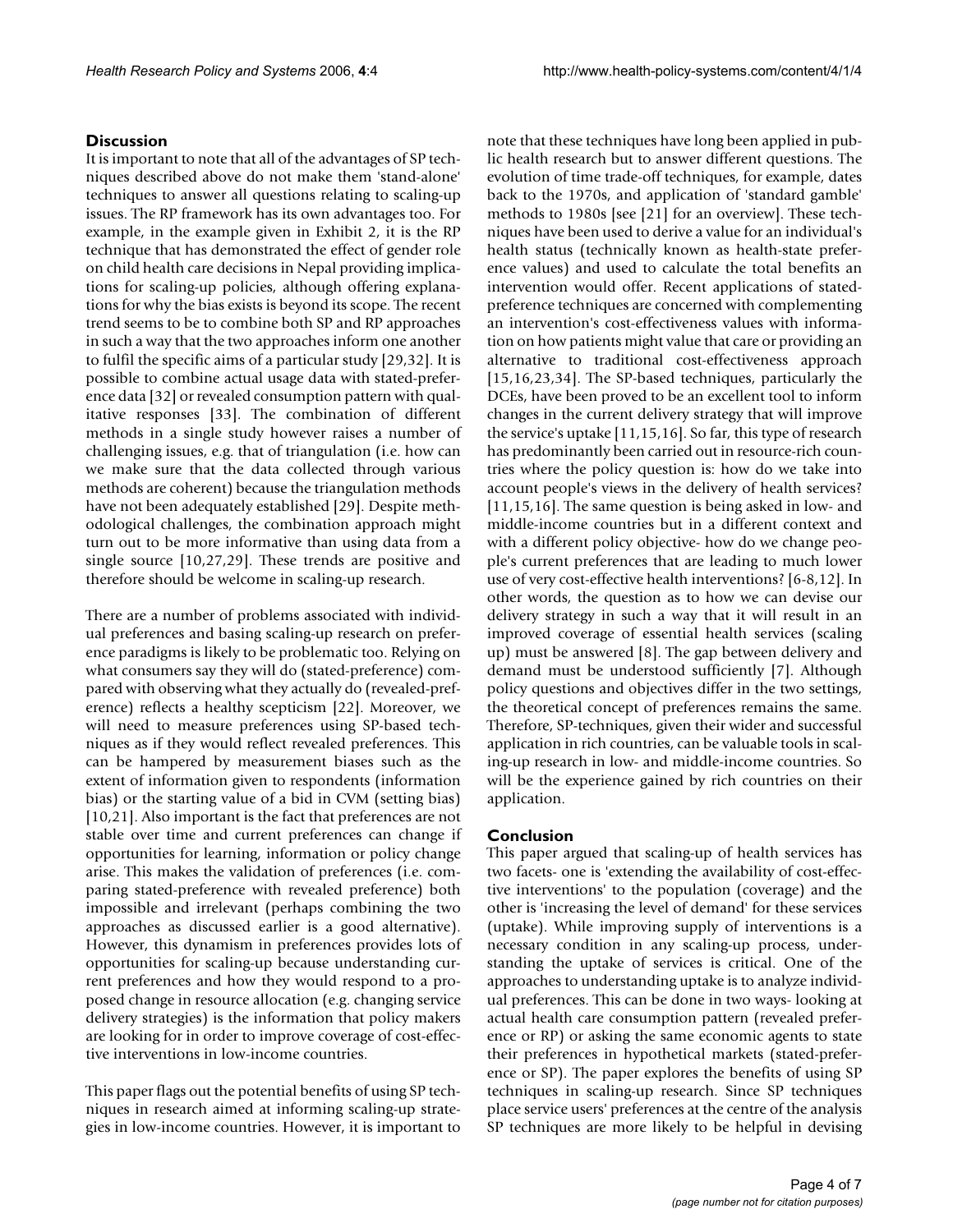## Discussion

It is important to note that all of the advantages of SP techniques described above do not make them 'stand-alone' techniques to answer all questions relating to scaling-up issues. The RP framework has its own advantages too. For example, in the example given in Exhibit 2, it is the RP technique that has demonstrated the effect of gender role on child health care decisions in Nepal providing implications for scaling-up policies, although offering explanations for why the bias exists is beyond its scope. The recent trend seems to be to combine both SP and RP approaches in such a way that the two approaches inform one another to fulfil the specific aims of a particular study [29,32]. It is possible to combine actual usage data with stated-preference data [32] or revealed consumption pattern with qualitative responses [33]. The combination of different methods in a single study however raises a number of challenging issues, e.g. that of triangulation (i.e. how can we make sure that the data collected through various methods are coherent) because the triangulation methods have not been adequately established [29]. Despite methodological challenges, the combination approach might turn out to be more informative than using data from a single source [10,27,29]. These trends are positive and therefore should be welcome in scaling-up research.

There are a number of problems associated with individual preferences and basing scaling-up research on preference paradigms is likely to be problematic too. Relying on what consumers say they will do (stated-preference) compared with observing what they actually do (revealed-preference) reflects a healthy scepticism [22]. Moreover, we will need to measure preferences using SP-based techniques as if they would reflect revealed preferences. This can be hampered by measurement biases such as the extent of information given to respondents (information bias) or the starting value of a bid in CVM (setting bias) [10,21]. Also important is the fact that preferences are not stable over time and current preferences can change if opportunities for learning, information or policy change arise. This makes the validation of preferences (i.e. comparing stated-preference with revealed preference) both impossible and irrelevant (perhaps combining the two approaches as discussed earlier is a good alternative). However, this dynamism in preferences provides lots of opportunities for scaling-up because understanding current preferences and how they would respond to a proposed change in resource allocation (e.g. changing service delivery strategies) is the information that policy makers are looking for in order to improve coverage of cost-effective interventions in low-income countries.

This paper flags out the potential benefits of using SP techniques in research aimed at informing scaling-up strategies in low-income countries. However, it is important to note that these techniques have long been applied in public health research but to answer different questions. The evolution of time trade-off techniques, for example, dates back to the 1970s, and application of 'standard gamble' methods to 1980s [see [21] for an overview]. These techniques have been used to derive a value for an individual's health status (technically known as health-state preference values) and used to calculate the total benefits an intervention would offer. Recent applications of stated-preference techniques are concerned with complementing an intervention's cost-effectiveness values with information on how patients might value that care or providing an alternative to traditional cost-effectiveness approach [15,16,23,34]. The SP-based techniques, particularly the DCEs, have been proved to be an excellent tool to inform changes in the current delivery strategy that will improve the service's uptake [11,15,16]. So far, this type of research has predominantly been carried out in resource-rich countries where the policy question is: how do we take into account people's views in the delivery of health services? [11,15,16]. The same question is being asked in low- and middle-income countries but in a different context and with a different policy objective- how do we change people's current preferences that are leading to much lower use of very cost-effective health interventions? [6-8,12]. In other words, the question as to how we can devise our delivery strategy in such a way that it will result in an improved coverage of essential health services (scaling up) must be answered [8]. The gap between delivery and demand must be understood sufficiently [7]. Although policy questions and objectives differ in the two settings, the theoretical concept of preferences remains the same. Therefore, SP-techniques, given their wider and successful application in rich countries, can be valuable tools in scaling-up research in low- and middle-income countries. So will be the experience gained by rich countries on their application.

## Conclusion

This paper argued that scaling-up of health services has two facets- one is 'extending the availability of cost-effective interventions' to the population (coverage) and the other is 'increasing the level of demand' for these services (uptake). While improving supply of interventions is a necessary condition in any scaling-up process, understanding the uptake of services is critical. One of the approaches to understanding uptake is to analyze individual preferences. This can be done in two ways- looking at actual health care consumption pattern (revealed preference or RP) or asking the same economic agents to state their preferences in hypothetical markets (stated-preference or SP). The paper explores the benefits of using SP techniques in scaling-up research. Since SP techniques place service users' preferences at the centre of the analysis SP techniques are more likely to be helpful in devising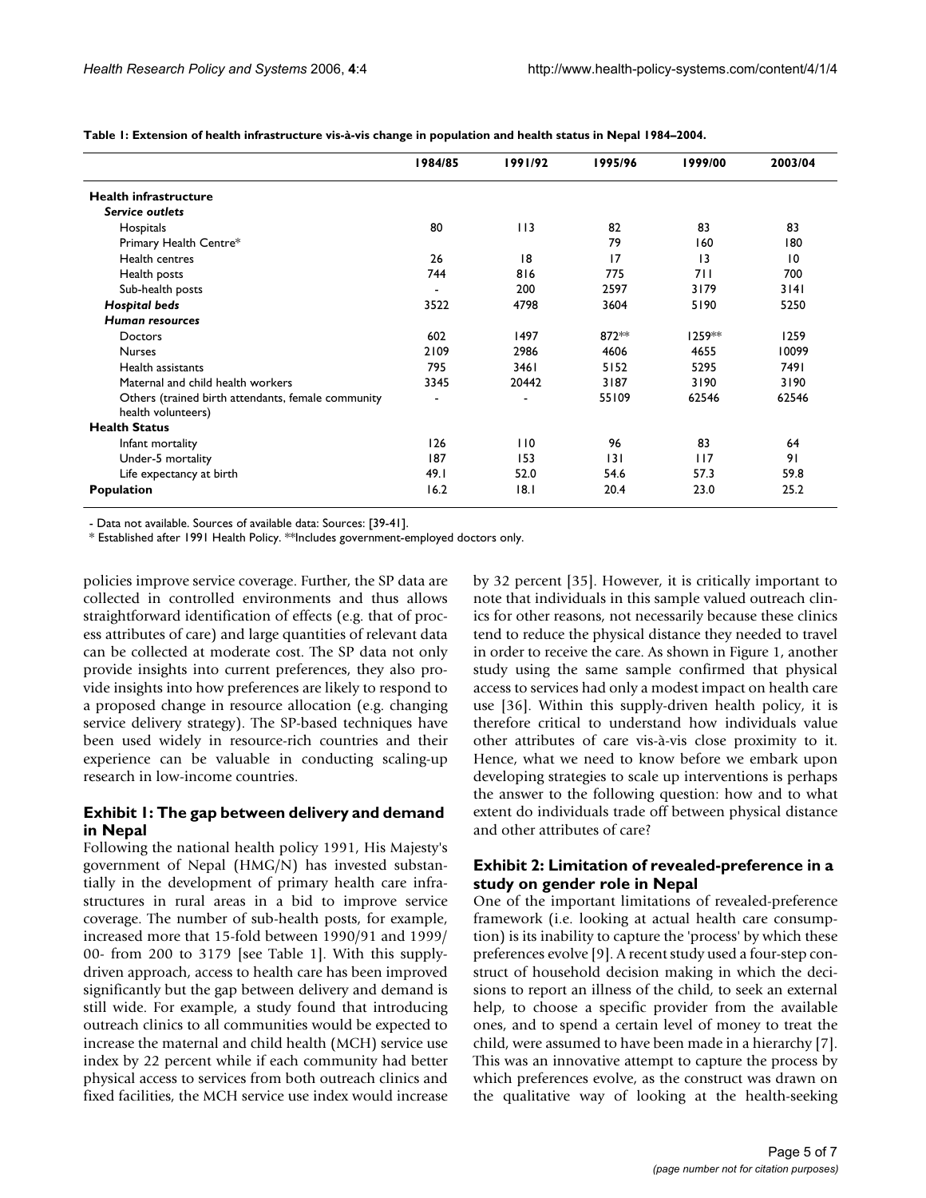**Table 1: Extension of health infrastructure vis-à-vis change in population and health status in Nepal 1984–2004.**

| | 1984/85 | 1991/92 | 1995/96 | 1999/00 | 2003/04 |
|---|---|---|---|---|---|
| **Health infrastructure** | | | | | |
| ***Service outlets*** | | | | | |
| Hospitals | 80 | 113 | 82 | 83 | 83 |
| Primary Health Centre* | | | 79 | 160 | 180 |
| Health centres | 26 | 18 | 17 | 13 | 10 |
| Health posts | 744 | 816 | 775 | 711 | 700 |
| Sub-health posts | - | 200 | 2597 | 3179 | 3141 |
| ***Hospital beds*** | 3522 | 4798 | 3604 | 5190 | 5250 |
| ***Human resources*** | | | | | |
| Doctors | 602 | 1497 | 872** | 1259** | 1259 |
| Nurses | 2109 | 2986 | 4606 | 4655 | 10099 |
| Health assistants | 795 | 3461 | 5152 | 5295 | 7491 |
| Maternal and child health workers | 3345 | 20442 | 3187 | 3190 | 3190 |
| Others (trained birth attendants, female community health volunteers) | - | - | 55109 | 62546 | 62546 |
| **Health Status** | | | | | |
| Infant mortality | 126 | 110 | 96 | 83 | 64 |
| Under-5 mortality | 187 | 153 | 131 | 117 | 91 |
| Life expectancy at birth | 49.1 | 52.0 | 54.6 | 57.3 | 59.8 |
| **Population** | 16.2 | 18.1 | 20.4 | 23.0 | 25.2 |

- Data not available. Sources of available data: Sources: [39-41].
* Established after 1991 Health Policy. **Includes government-employed doctors only.

policies improve service coverage. Further, the SP data are collected in controlled environments and thus allows straightforward identification of effects (e.g. that of process attributes of care) and large quantities of relevant data can be collected at moderate cost. The SP data not only provide insights into current preferences, they also provide insights into how preferences are likely to respond to a proposed change in resource allocation (e.g. changing service delivery strategy). The SP-based techniques have been used widely in resource-rich countries and their experience can be valuable in conducting scaling-up research in low-income countries.

### Exhibit 1: The gap between delivery and demand in Nepal

Following the national health policy 1991, His Majesty's government of Nepal (HMG/N) has invested substantially in the development of primary health care infrastructures in rural areas in a bid to improve service coverage. The number of sub-health posts, for example, increased more that 15-fold between 1990/91 and 1999/00- from 200 to 3179 [see Table 1]. With this supply-driven approach, access to health care has been improved significantly but the gap between delivery and demand is still wide. For example, a study found that introducing outreach clinics to all communities would be expected to increase the maternal and child health (MCH) service use index by 22 percent while if each community had better physical access to services from both outreach clinics and fixed facilities, the MCH service use index would increase by 32 percent [35]. However, it is critically important to note that individuals in this sample valued outreach clinics for other reasons, not necessarily because these clinics tend to reduce the physical distance they needed to travel in order to receive the care. As shown in Figure 1, another study using the same sample confirmed that physical access to services had only a modest impact on health care use [36]. Within this supply-driven health policy, it is therefore critical to understand how individuals value other attributes of care vis-à-vis close proximity to it. Hence, what we need to know before we embark upon developing strategies to scale up interventions is perhaps the answer to the following question: how and to what extent do individuals trade off between physical distance and other attributes of care?

### Exhibit 2: Limitation of revealed-preference in a study on gender role in Nepal

One of the important limitations of revealed-preference framework (i.e. looking at actual health care consumption) is its inability to capture the 'process' by which these preferences evolve [9]. A recent study used a four-step construct of household decision making in which the decisions to report an illness of the child, to seek an external help, to choose a specific provider from the available ones, and to spend a certain level of money to treat the child, were assumed to have been made in a hierarchy [7]. This was an innovative attempt to capture the process by which preferences evolve, as the construct was drawn on the qualitative way of looking at the health-seeking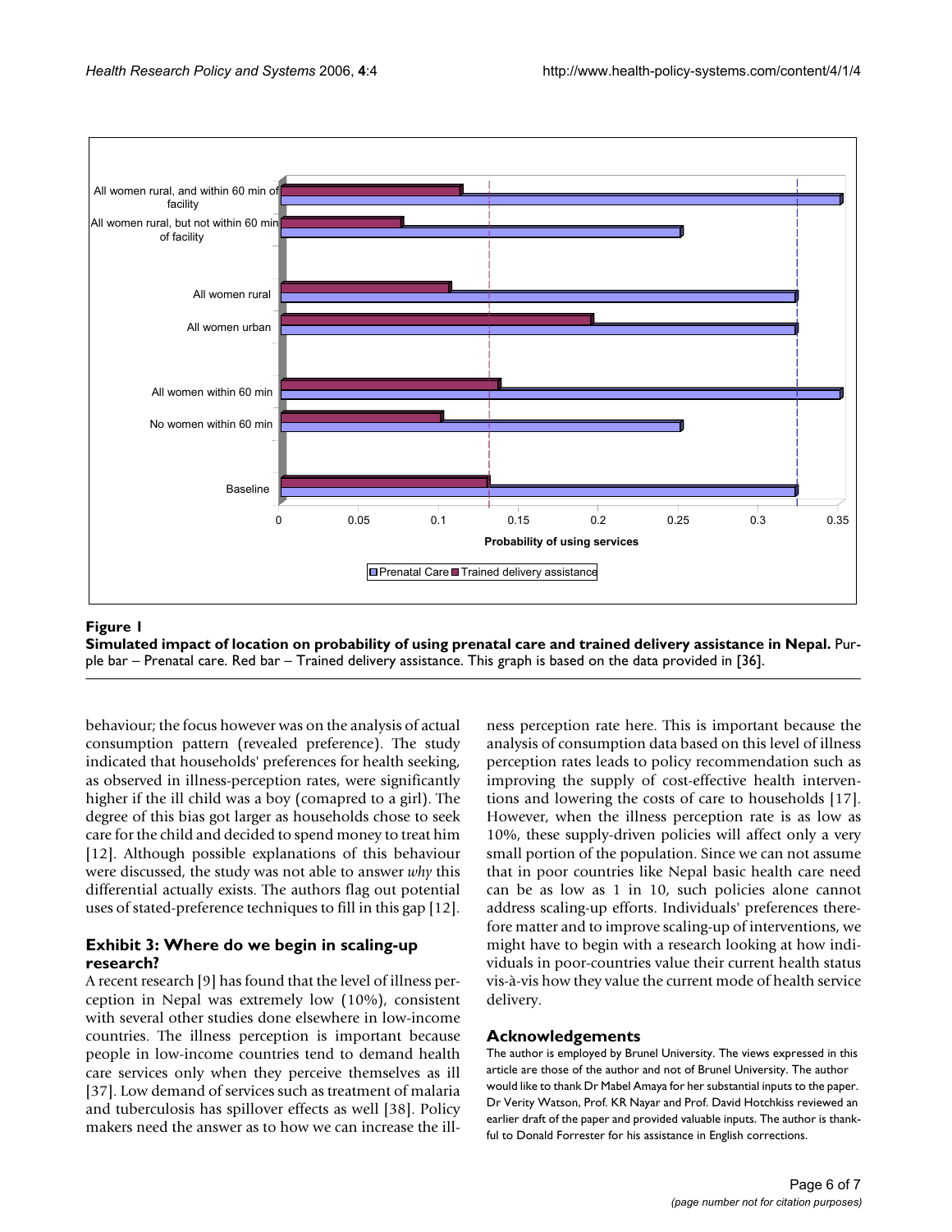**Figure 1**

**Simulated impact of location on probability of using prenatal care and trained delivery assistance in Nepal.** Purple bar – Prenatal care. Red bar – Trained delivery assistance. This graph is based on the data provided in [36].

behaviour; the focus however was on the analysis of actual consumption pattern (revealed preference). The study indicated that households' preferences for health seeking, as observed in illness-perception rates, were significantly higher if the ill child was a boy (comapred to a girl). The degree of this bias got larger as households chose to seek care for the child and decided to spend money to treat him [12]. Although possible explanations of this behaviour were discussed, the study was not able to answer *why* this differential actually exists. The authors flag out potential uses of stated-preference techniques to fill in this gap [12].

### Exhibit 3: Where do we begin in scaling-up research?

A recent research [9] has found that the level of illness perception in Nepal was extremely low (10%), consistent with several other studies done elsewhere in low-income countries. The illness perception is important because people in low-income countries tend to demand health care services only when they perceive themselves as ill [37]. Low demand of services such as treatment of malaria and tuberculosis has spillover effects as well [38]. Policy makers need the answer as to how we can increase the illness perception rate here. This is important because the analysis of consumption data based on this level of illness perception rates leads to policy recommendation such as improving the supply of cost-effective health interventions and lowering the costs of care to households [17]. However, when the illness perception rate is as low as 10%, these supply-driven policies will affect only a very small portion of the population. Since we can not assume that in poor countries like Nepal basic health care need can be as low as 1 in 10, such policies alone cannot address scaling-up efforts. Individuals' preferences therefore matter and to improve scaling-up of interventions, we might have to begin with a research looking at how individuals in poor-countries value their current health status vis-à-vis how they value the current mode of health service delivery.

## Acknowledgements

The author is employed by Brunel University. The views expressed in this article are those of the author and not of Brunel University. The author would like to thank Dr Mabel Amaya for her substantial inputs to the paper. Dr Verity Watson, Prof. KR Nayar and Prof. David Hotchkiss reviewed an earlier draft of the paper and provided valuable inputs. The author is thankful to Donald Forrester for his assistance in English corrections.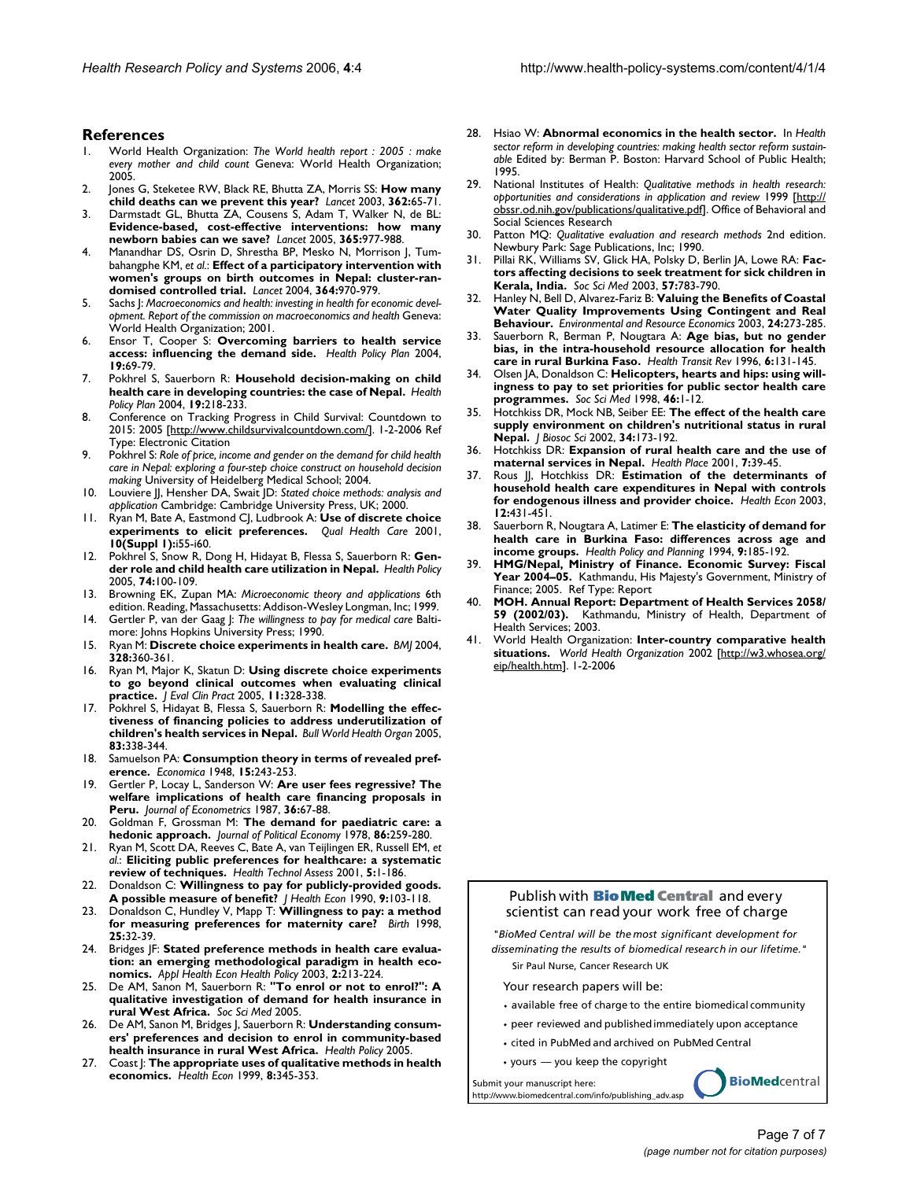## References

1. World Health Organization: *The World health report : 2005 : make every mother and child count* Geneva: World Health Organization; 2005.
2. Jones G, Steketee RW, Black RE, Bhutta ZA, Morris SS: **How many child deaths can we prevent this year?** *Lancet* 2003, **362:**65-71.
3. Darmstadt GL, Bhutta ZA, Cousens S, Adam T, Walker N, de BL: **Evidence-based, cost-effective interventions: how many newborn babies can we save?** *Lancet* 2005, **365:**977-988.
4. Manandhar DS, Osrin D, Shrestha BP, Mesko N, Morrison J, Tumbahangphe KM, *et al.*: **Effect of a participatory intervention with women's groups on birth outcomes in Nepal: cluster-randomised controlled trial.** *Lancet* 2004, **364:**970-979.
5. Sachs J: *Macroeconomics and health: investing in health for economic development. Report of the commission on macroeconomics and health* Geneva: World Health Organization; 2001.
6. Ensor T, Cooper S: **Overcoming barriers to health service access: influencing the demand side.** *Health Policy Plan* 2004, **19:**69-79.
7. Pokhrel S, Sauerborn R: **Household decision-making on child health care in developing countries: the case of Nepal.** *Health Policy Plan* 2004, **19:**218-233.
8. Conference on Tracking Progress in Child Survival: Countdown to 2015: 2005 [http://www.childsurvivalcountdown.com/]. 1-2-2006 Ref Type: Electronic Citation
9. Pokhrel S: *Role of price, income and gender on the demand for child health care in Nepal: exploring a four-step choice construct on household decision making* University of Heidelberg Medical School; 2004.
10. Louviere JJ, Hensher DA, Swait JD: *Stated choice methods: analysis and application* Cambridge: Cambridge University Press, UK; 2000.
11. Ryan M, Bate A, Eastmond CJ, Ludbrook A: **Use of discrete choice experiments to elicit preferences.** *Qual Health Care* 2001, **10(Suppl 1):**i55-i60.
12. Pokhrel S, Snow R, Dong H, Hidayat B, Flessa S, Sauerborn R: **Gender role and child health care utilization in Nepal.** *Health Policy* 2005, **74:**100-109.
13. Browning EK, Zupan MA: *Microeconomic theory and applications* 6th edition. Reading, Massachusetts: Addison-Wesley Longman, Inc; 1999.
14. Gertler P, van der Gaag J: *The willingness to pay for medical care* Baltimore: Johns Hopkins University Press; 1990.
15. Ryan M: **Discrete choice experiments in health care.** *BMJ* 2004, **328:**360-361.
16. Ryan M, Major K, Skatun D: **Using discrete choice experiments to go beyond clinical outcomes when evaluating clinical practice.** *J Eval Clin Pract* 2005, **11:**328-338.
17. Pokhrel S, Hidayat B, Flessa S, Sauerborn R: **Modelling the effectiveness of financing policies to address underutilization of children's health services in Nepal.** *Bull World Health Organ* 2005, **83:**338-344.
18. Samuelson PA: **Consumption theory in terms of revealed preference.** *Economica* 1948, **15:**243-253.
19. Gertler P, Locay L, Sanderson W: **Are user fees regressive? The welfare implications of health care financing proposals in Peru.** *Journal of Econometrics* 1987, **36:**67-88.
20. Goldman F, Grossman M: **The demand for paediatric care: a hedonic approach.** *Journal of Political Economy* 1978, **86:**259-280.
21. Ryan M, Scott DA, Reeves C, Bate A, van Teijlingen ER, Russell EM, *et al.*: **Eliciting public preferences for healthcare: a systematic review of techniques.** *Health Technol Assess* 2001, **5:**1-186.
22. Donaldson C: **Willingness to pay for publicly-provided goods. A possible measure of benefit?** *J Health Econ* 1990, **9:**103-118.
23. Donaldson C, Hundley V, Mapp T: **Willingness to pay: a method for measuring preferences for maternity care?** *Birth* 1998, **25:**32-39.
24. Bridges JF: **Stated preference methods in health care evaluation: an emerging methodological paradigm in health economics.** *Appl Health Econ Health Policy* 2003, **2:**213-224.
25. De AM, Sanon M, Sauerborn R: **"To enrol or not to enrol?": A qualitative investigation of demand for health insurance in rural West Africa.** *Soc Sci Med* 2005.
26. De AM, Sanon M, Bridges J, Sauerborn R: **Understanding consumers' preferences and decision to enrol in community-based health insurance in rural West Africa.** *Health Policy* 2005.
27. Coast J: **The appropriate uses of qualitative methods in health economics.** *Health Econ* 1999, **8:**345-353.
28. Hsiao W: **Abnormal economics in the health sector.** In *Health sector reform in developing countries: making health sector reform sustainable* Edited by: Berman P. Boston: Harvard School of Public Health; 1995.
29. National Institutes of Health: *Qualitative methods in health research: opportunities and considerations in application and review* 1999 [http://obssr.od.nih.gov/publications/qualitative.pdf]. Office of Behavioral and Social Sciences Research
30. Patton MQ: *Qualitative evaluation and research methods* 2nd edition. Newbury Park: Sage Publications, Inc; 1990.
31. Pillai RK, Williams SV, Glick HA, Polsky D, Berlin JA, Lowe RA: **Factors affecting decisions to seek treatment for sick children in Kerala, India.** *Soc Sci Med* 2003, **57:**783-790.
32. Hanley N, Bell D, Alvarez-Fariz B: **Valuing the Benefits of Coastal Water Quality Improvements Using Contingent and Real Behaviour.** *Environmental and Resource Economics* 2003, **24:**273-285.
33. Sauerborn R, Berman P, Nougtara A: **Age bias, but no gender bias, in the intra-household resource allocation for health care in rural Burkina Faso.** *Health Transit Rev* 1996, **6:**131-145.
34. Olsen JA, Donaldson C: **Helicopters, hearts and hips: using willingness to pay to set priorities for public sector health care programmes.** *Soc Sci Med* 1998, **46:**1-12.
35. Hotchkiss DR, Mock NB, Seiber EE: **The effect of the health care supply environment on children's nutritional status in rural Nepal.** *J Biosoc Sci* 2002, **34:**173-192.
36. Hotchkiss DR: **Expansion of rural health care and the use of maternal services in Nepal.** *Health Place* 2001, **7:**39-45.
37. Rous JJ, Hotchkiss DR: **Estimation of the determinants of household health care expenditures in Nepal with controls for endogenous illness and provider choice.** *Health Econ* 2003, **12:**431-451.
38. Sauerborn R, Nougtara A, Latimer E: **The elasticity of demand for health care in Burkina Faso: differences across age and income groups.** *Health Policy and Planning* 1994, **9:**185-192.
39. **HMG/Nepal, Ministry of Finance. Economic Survey: Fiscal Year 2004–05.** Kathmandu, His Majesty's Government, Ministry of Finance; 2005. Ref Type: Report
40. **MOH. Annual Report: Department of Health Services 2058/59 (2002/03).** Kathmandu, Ministry of Health, Department of Health Services; 2003.
41. World Health Organization: **Inter-country comparative health situations.** *World Health Organization* 2002 [http://w3.whosea.org/eip/health.htm]. 1-2-2006

Publish with **BioMed Central** and every scientist can read your work free of charge

*"BioMed Central will be the most significant development for disseminating the results of biomedical research in our lifetime."*

Sir Paul Nurse, Cancer Research UK

Your research papers will be:

- available free of charge to the entire biomedical community
- peer reviewed and published immediately upon acceptance
- cited in PubMed and archived on PubMed Central
- yours — you keep the copyright

Submit your manuscript here:
http://www.biomedcentral.com/info/publishing_adv.asp

BioMedcentral